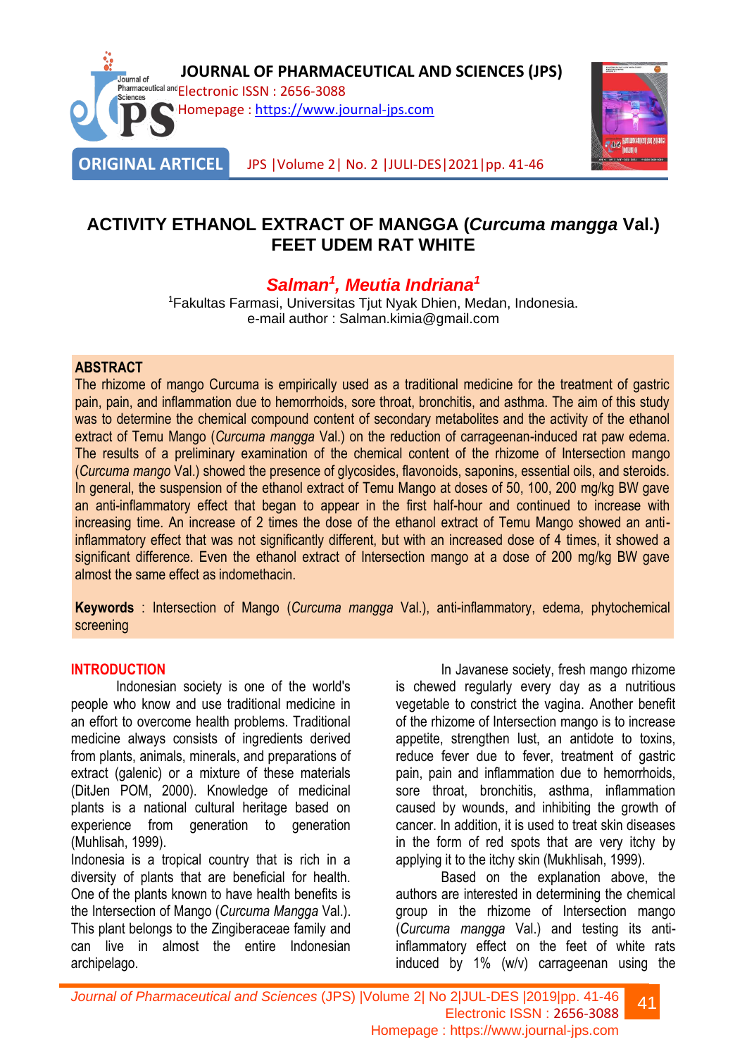ORIGINAL ARTICEL

# ACTIVITY ETHANOL EXTRACT OF MANGGA (*Curcuma mangga* Val.) FEET UDEM RAT WHITE

***Salman[1], Meutia Indriana[1]***

[1]Fakultas Farmasi, Universitas Tjut Nyak Dhien, Medan, Indonesia.
e-mail author : Salman.kimia@gmail.com

## ABSTRACT

The rhizome of mango Curcuma is empirically used as a traditional medicine for the treatment of gastric pain, pain, and inflammation due to hemorrhoids, sore throat, bronchitis, and asthma. The aim of this study was to determine the chemical compound content of secondary metabolites and the activity of the ethanol extract of Temu Mango (*Curcuma mangga* Val.) on the reduction of carrageenan-induced rat paw edema. The results of a preliminary examination of the chemical content of the rhizome of Intersection mango (*Curcuma mango* Val.) showed the presence of glycosides, flavonoids, saponins, essential oils, and steroids. In general, the suspension of the ethanol extract of Temu Mango at doses of 50, 100, 200 mg/kg BW gave an anti-inflammatory effect that began to appear in the first half-hour and continued to increase with increasing time. An increase of 2 times the dose of the ethanol extract of Temu Mango showed an anti-inflammatory effect that was not significantly different, but with an increased dose of 4 times, it showed a significant difference. Even the ethanol extract of Intersection mango at a dose of 200 mg/kg BW gave almost the same effect as indomethacin.

**Keywords** : Intersection of Mango (*Curcuma mangga* Val.), anti-inflammatory, edema, phytochemical screening

## INTRODUCTION

Indonesian society is one of the world's people who know and use traditional medicine in an effort to overcome health problems. Traditional medicine always consists of ingredients derived from plants, animals, minerals, and preparations of extract (galenic) or a mixture of these materials (DitJen POM, 2000). Knowledge of medicinal plants is a national cultural heritage based on experience from generation to generation (Muhlisah, 1999).

Indonesia is a tropical country that is rich in a diversity of plants that are beneficial for health. One of the plants known to have health benefits is the Intersection of Mango (*Curcuma Mangga* Val.). This plant belongs to the Zingiberaceae family and can live in almost the entire Indonesian archipelago.

In Javanese society, fresh mango rhizome is chewed regularly every day as a nutritious vegetable to constrict the vagina. Another benefit of the rhizome of Intersection mango is to increase appetite, strengthen lust, an antidote to toxins, reduce fever due to fever, treatment of gastric pain, pain and inflammation due to hemorrhoids, sore throat, bronchitis, asthma, inflammation caused by wounds, and inhibiting the growth of cancer. In addition, it is used to treat skin diseases in the form of red spots that are very itchy by applying it to the itchy skin (Mukhlisah, 1999).

Based on the explanation above, the authors are interested in determining the chemical group in the rhizome of Intersection mango (*Curcuma mangga* Val.) and testing its anti-inflammatory effect on the feet of white rats induced by 1% (w/v) carrageenan using the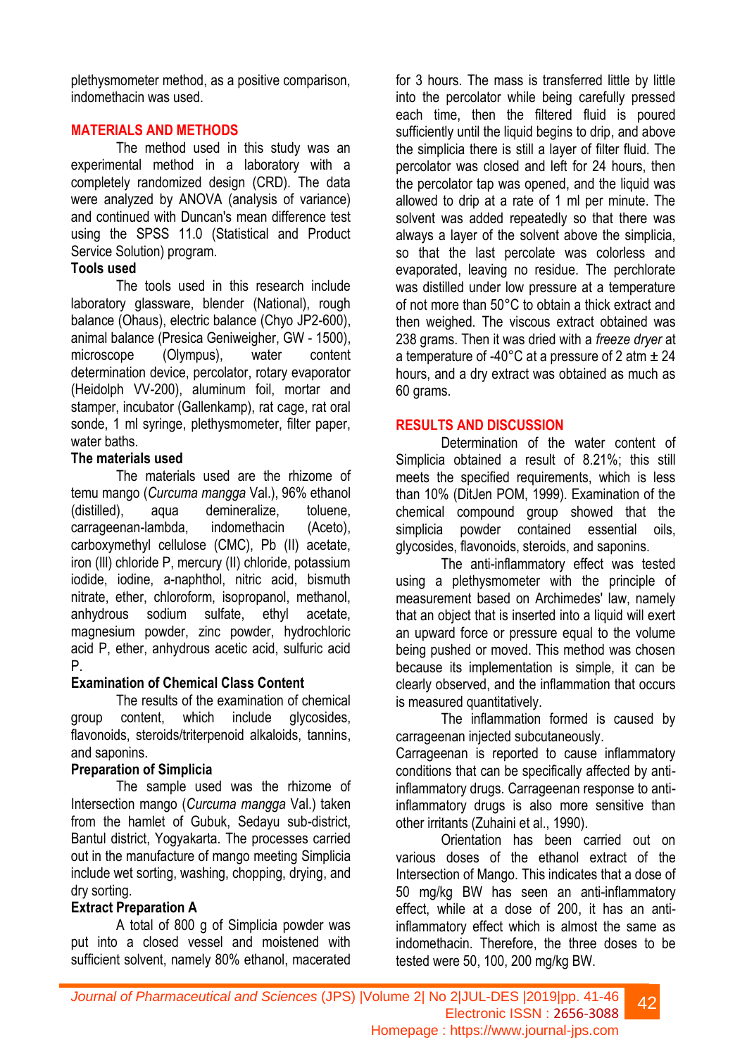plethysmometer method, as a positive comparison, indomethacin was used.

## MATERIALS AND METHODS

The method used in this study was an experimental method in a laboratory with a completely randomized design (CRD). The data were analyzed by ANOVA (analysis of variance) and continued with Duncan's mean difference test using the SPSS 11.0 (Statistical and Product Service Solution) program.

### Tools used

The tools used in this research include laboratory glassware, blender (National), rough balance (Ohaus), electric balance (Chyo JP2-600), animal balance (Presica Geniweigher, GW - 1500), microscope (Olympus), water content determination device, percolator, rotary evaporator (Heidolph VV-200), aluminum foil, mortar and stamper, incubator (Gallenkamp), rat cage, rat oral sonde, 1 ml syringe, plethysmometer, filter paper, water baths.

### The materials used

The materials used are the rhizome of temu mango (*Curcuma mangga* Val.), 96% ethanol (distilled), aqua demineralize, toluene, carrageenan-lambda, indomethacin (Aceto), carboxymethyl cellulose (CMC), Pb (II) acetate, iron (III) chloride P, mercury (II) chloride, potassium iodide, iodine, a-naphthol, nitric acid, bismuth nitrate, ether, chloroform, isopropanol, methanol, anhydrous sodium sulfate, ethyl acetate, magnesium powder, zinc powder, hydrochloric acid P, ether, anhydrous acetic acid, sulfuric acid P.

### Examination of Chemical Class Content

The results of the examination of chemical group content, which include glycosides, flavonoids, steroids/triterpenoid alkaloids, tannins, and saponins.

### Preparation of Simplicia

The sample used was the rhizome of Intersection mango (*Curcuma mangga* Val.) taken from the hamlet of Gubuk, Sedayu sub-district, Bantul district, Yogyakarta. The processes carried out in the manufacture of mango meeting Simplicia include wet sorting, washing, chopping, drying, and dry sorting.

### Extract Preparation A

A total of 800 g of Simplicia powder was put into a closed vessel and moistened with sufficient solvent, namely 80% ethanol, macerated for 3 hours. The mass is transferred little by little into the percolator while being carefully pressed each time, then the filtered fluid is poured sufficiently until the liquid begins to drip, and above the simplicia there is still a layer of filter fluid. The percolator was closed and left for 24 hours, then the percolator tap was opened, and the liquid was allowed to drip at a rate of 1 ml per minute. The solvent was added repeatedly so that there was always a layer of the solvent above the simplicia, so that the last percolate was colorless and evaporated, leaving no residue. The perchlorate was distilled under low pressure at a temperature of not more than 50°C to obtain a thick extract and then weighed. The viscous extract obtained was 238 grams. Then it was dried with a *freeze dryer* at a temperature of -40°C at a pressure of 2 atm ± 24 hours, and a dry extract was obtained as much as 60 grams.

## RESULTS AND DISCUSSION

Determination of the water content of Simplicia obtained a result of 8.21%; this still meets the specified requirements, which is less than 10% (DitJen POM, 1999). Examination of the chemical compound group showed that the simplicia powder contained essential oils, glycosides, flavonoids, steroids, and saponins.

The anti-inflammatory effect was tested using a plethysmometer with the principle of measurement based on Archimedes' law, namely that an object that is inserted into a liquid will exert an upward force or pressure equal to the volume being pushed or moved. This method was chosen because its implementation is simple, it can be clearly observed, and the inflammation that occurs is measured quantitatively.

The inflammation formed is caused by carrageenan injected subcutaneously.
Carrageenan is reported to cause inflammatory conditions that can be specifically affected by anti-inflammatory drugs. Carrageenan response to anti-inflammatory drugs is also more sensitive than other irritants (Zuhaini et al., 1990).

Orientation has been carried out on various doses of the ethanol extract of the Intersection of Mango. This indicates that a dose of 50 mg/kg BW has seen an anti-inflammatory effect, while at a dose of 200, it has an anti-inflammatory effect which is almost the same as indomethacin. Therefore, the three doses to be tested were 50, 100, 200 mg/kg BW.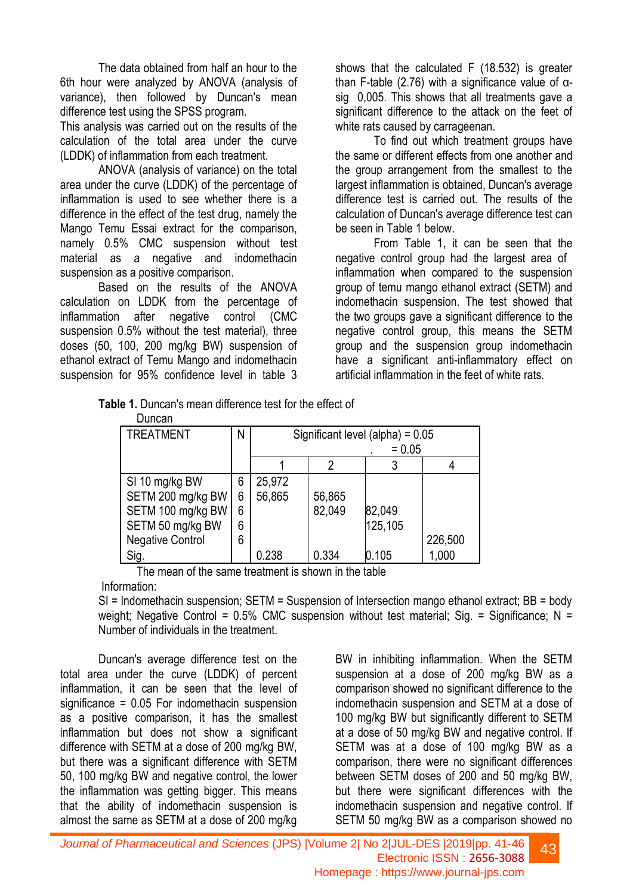The data obtained from half an hour to the 6th hour were analyzed by ANOVA (analysis of variance), then followed by Duncan's mean difference test using the SPSS program.

This analysis was carried out on the results of the calculation of the total area under the curve (LDDK) of inflammation from each treatment.

ANOVA (analysis of variance) on the total area under the curve (LDDK) of the percentage of inflammation is used to see whether there is a difference in the effect of the test drug, namely the Mango Temu Essai extract for the comparison, namely 0.5% CMC suspension without test material as a negative and indomethacin suspension as a positive comparison.

Based on the results of the ANOVA calculation on LDDK from the percentage of inflammation after negative control (CMC suspension 0.5% without the test material), three doses (50, 100, 200 mg/kg BW) suspension of ethanol extract of Temu Mango and indomethacin suspension for 95% confidence level in table 3 shows that the calculated F (18.532) is greater than F-table (2.76) with a significance value of α-sig 0,005. This shows that all treatments gave a significant difference to the attack on the feet of white rats caused by carrageenan.

To find out which treatment groups have the same or different effects from one another and the group arrangement from the smallest to the largest inflammation is obtained, Duncan's average difference test is carried out. The results of the calculation of Duncan's average difference test can be seen in Table 1 below.

From Table 1, it can be seen that the negative control group had the largest area of inflammation when compared to the suspension group of temu mango ethanol extract (SETM) and indomethacin suspension. The test showed that the two groups gave a significant difference to the negative control group, this means the SETM group and the suspension group indomethacin have a significant anti-inflammatory effect on artificial inflammation in the feet of white rats.

**Table 1.** Duncan's mean difference test for the effect of

Duncan

| TREATMENT | N | Significant level (alpha) = 0.05 . = 0.05 | | | |
|---|---|---|---|---|---|
| | | 1 | 2 | 3 | 4 |
| SI 10 mg/kg BW | 6 | 25,972 | | | |
| SETM 200 mg/kg BW | 6 | 56,865 | 56,865 | | |
| SETM 100 mg/kg BW | 6 | | 82,049 | 82,049 | |
| SETM 50 mg/kg BW | 6 | | | 125,105 | |
| Negative Control | 6 | | | | 226,500 |
| Sig. | | 0.238 | 0.334 | 0.105 | 1,000 |

The mean of the same treatment is shown in the table

Information:

SI = Indomethacin suspension; SETM = Suspension of Intersection mango ethanol extract; BB = body weight; Negative Control = 0.5% CMC suspension without test material; Sig. = Significance; N = Number of individuals in the treatment.

Duncan's average difference test on the total area under the curve (LDDK) of percent inflammation, it can be seen that the level of significance = 0.05 For indomethacin suspension as a positive comparison, it has the smallest inflammation but does not show a significant difference with SETM at a dose of 200 mg/kg BW, but there was a significant difference with SETM 50, 100 mg/kg BW and negative control, the lower the inflammation was getting bigger. This means that the ability of indomethacin suspension is almost the same as SETM at a dose of 200 mg/kg BW in inhibiting inflammation. When the SETM suspension at a dose of 200 mg/kg BW as a comparison showed no significant difference to the indomethacin suspension and SETM at a dose of 100 mg/kg BW but significantly different to SETM at a dose of 50 mg/kg BW and negative control. If SETM was at a dose of 100 mg/kg BW as a comparison, there were no significant differences between SETM doses of 200 and 50 mg/kg BW, but there were significant differences with the indomethacin suspension and negative control. If SETM 50 mg/kg BW as a comparison showed no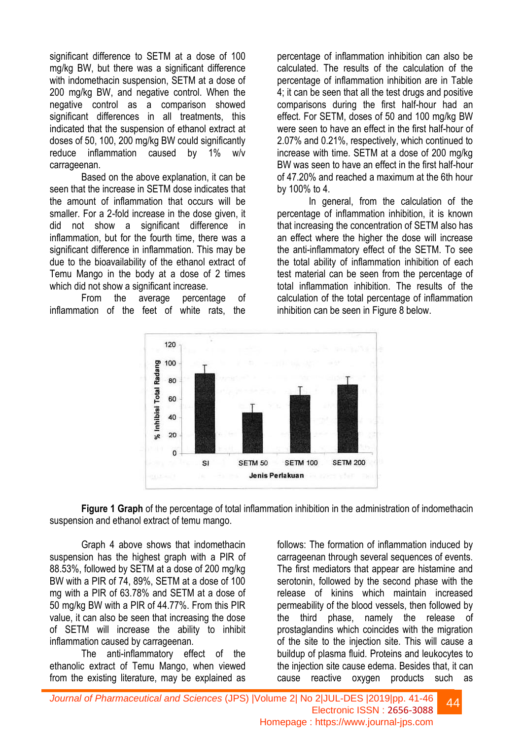significant difference to SETM at a dose of 100 mg/kg BW, but there was a significant difference with indomethacin suspension, SETM at a dose of 200 mg/kg BW, and negative control. When the negative control as a comparison showed significant differences in all treatments, this indicated that the suspension of ethanol extract at doses of 50, 100, 200 mg/kg BW could significantly reduce inflammation caused by 1% w/v carrageenan.

Based on the above explanation, it can be seen that the increase in SETM dose indicates that the amount of inflammation that occurs will be smaller. For a 2-fold increase in the dose given, it did not show a significant difference in inflammation, but for the fourth time, there was a significant difference in inflammation. This may be due to the bioavailability of the ethanol extract of Temu Mango in the body at a dose of 2 times which did not show a significant increase.

From the average percentage of inflammation of the feet of white rats, the percentage of inflammation inhibition can also be calculated. The results of the calculation of the percentage of inflammation inhibition are in Table 4; it can be seen that all the test drugs and positive comparisons during the first half-hour had an effect. For SETM, doses of 50 and 100 mg/kg BW were seen to have an effect in the first half-hour of 2.07% and 0.21%, respectively, which continued to increase with time. SETM at a dose of 200 mg/kg BW was seen to have an effect in the first half-hour of 47.20% and reached a maximum at the 6th hour by 100% to 4.

In general, from the calculation of the percentage of inflammation inhibition, it is known that increasing the concentration of SETM also has an effect where the higher the dose will increase the anti-inflammatory effect of the SETM. To see the total ability of inflammation inhibition of each test material can be seen from the percentage of total inflammation inhibition. The results of the calculation of the total percentage of inflammation inhibition can be seen in Figure 8 below.

**Figure 1 Graph** of the percentage of total inflammation inhibition in the administration of indomethacin suspension and ethanol extract of temu mango.

Graph 4 above shows that indomethacin suspension has the highest graph with a PIR of 88.53%, followed by SETM at a dose of 200 mg/kg BW with a PIR of 74, 89%, SETM at a dose of 100 mg with a PIR of 63.78% and SETM at a dose of 50 mg/kg BW with a PIR of 44.77%. From this PIR value, it can also be seen that increasing the dose of SETM will increase the ability to inhibit inflammation caused by carrageenan.

The anti-inflammatory effect of the ethanolic extract of Temu Mango, when viewed from the existing literature, may be explained as follows: The formation of inflammation induced by carrageenan through several sequences of events. The first mediators that appear are histamine and serotonin, followed by the second phase with the release of kinins which maintain increased permeability of the blood vessels, then followed by the third phase, namely the release of prostaglandins which coincides with the migration of the site to the injection site. This will cause a buildup of plasma fluid. Proteins and leukocytes to the injection site cause edema. Besides that, it can cause reactive oxygen products such as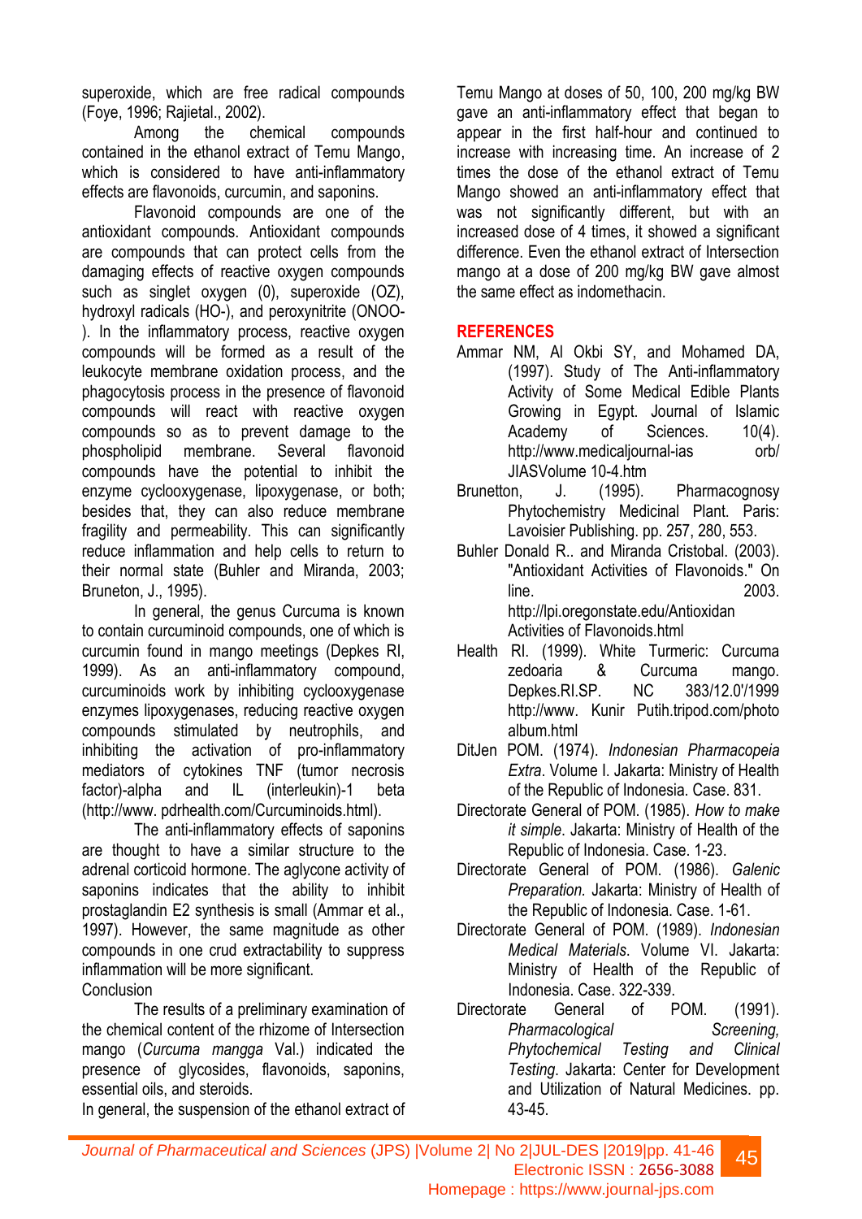superoxide, which are free radical compounds (Foye, 1996; Rajietal., 2002).

Among the chemical compounds contained in the ethanol extract of Temu Mango, which is considered to have anti-inflammatory effects are flavonoids, curcumin, and saponins.

Flavonoid compounds are one of the antioxidant compounds. Antioxidant compounds are compounds that can protect cells from the damaging effects of reactive oxygen compounds such as singlet oxygen (0), superoxide (OZ), hydroxyl radicals (HO-), and peroxynitrite (ONOO-). In the inflammatory process, reactive oxygen compounds will be formed as a result of the leukocyte membrane oxidation process, and the phagocytosis process in the presence of flavonoid compounds will react with reactive oxygen compounds so as to prevent damage to the phospholipid membrane. Several flavonoid compounds have the potential to inhibit the enzyme cyclooxygenase, lipoxygenase, or both; besides that, they can also reduce membrane fragility and permeability. This can significantly reduce inflammation and help cells to return to their normal state (Buhler and Miranda, 2003; Bruneton, J., 1995).

In general, the genus Curcuma is known to contain curcuminoid compounds, one of which is curcumin found in mango meetings (Depkes RI, 1999). As an anti-inflammatory compound, curcuminoids work by inhibiting cyclooxygenase enzymes lipoxygenases, reducing reactive oxygen compounds stimulated by neutrophils, and inhibiting the activation of pro-inflammatory mediators of cytokines TNF (tumor necrosis factor)-alpha and IL (interleukin)-1 beta (http://www. pdrhealth.com/Curcuminoids.html).

The anti-inflammatory effects of saponins are thought to have a similar structure to the adrenal corticoid hormone. The aglycone activity of saponins indicates that the ability to inhibit prostaglandin E2 synthesis is small (Ammar et al., 1997). However, the same magnitude as other compounds in one crud extractability to suppress inflammation will be more significant.

Conclusion

The results of a preliminary examination of the chemical content of the rhizome of Intersection mango (*Curcuma mangga* Val.) indicated the presence of glycosides, flavonoids, saponins, essential oils, and steroids.

In general, the suspension of the ethanol extract of Temu Mango at doses of 50, 100, 200 mg/kg BW gave an anti-inflammatory effect that began to appear in the first half-hour and continued to increase with increasing time. An increase of 2 times the dose of the ethanol extract of Temu Mango showed an anti-inflammatory effect that was not significantly different, but with an increased dose of 4 times, it showed a significant difference. Even the ethanol extract of Intersection mango at a dose of 200 mg/kg BW gave almost the same effect as indomethacin.

## REFERENCES

Ammar NM, Al Okbi SY, and Mohamed DA, (1997). Study of The Anti-inflammatory Activity of Some Medical Edible Plants Growing in Egypt. Journal of Islamic Academy of Sciences. 10(4). http://www.medicaljournal-ias orb/ JIASVolume 10-4.htm

Brunetton, J. (1995). Pharmacognosy Phytochemistry Medicinal Plant. Paris: Lavoisier Publishing. pp. 257, 280, 553.

Buhler Donald R.. and Miranda Cristobal. (2003). "Antioxidant Activities of Flavonoids." On line. 2003. http://lpi.oregonstate.edu/Antioxidan Activities of Flavonoids.html

Health RI. (1999). White Turmeric: Curcuma zedoaria & Curcuma mango. Depkes.RI.SP. NC 383/12.0'/1999 http://www. Kunir Putih.tripod.com/photo album.html

DitJen POM. (1974). *Indonesian Pharmacopeia Extra*. Volume I. Jakarta: Ministry of Health of the Republic of Indonesia. Case. 831.

Directorate General of POM. (1985). *How to make it simple*. Jakarta: Ministry of Health of the Republic of Indonesia. Case. 1-23.

Directorate General of POM. (1986). *Galenic Preparation.* Jakarta: Ministry of Health of the Republic of Indonesia. Case. 1-61.

Directorate General of POM. (1989). *Indonesian Medical Materials*. Volume VI. Jakarta: Ministry of Health of the Republic of Indonesia. Case. 322-339.

Directorate General of POM. (1991). *Pharmacological Screening, Phytochemical Testing and Clinical Testing*. Jakarta: Center for Development and Utilization of Natural Medicines. pp. 43-45.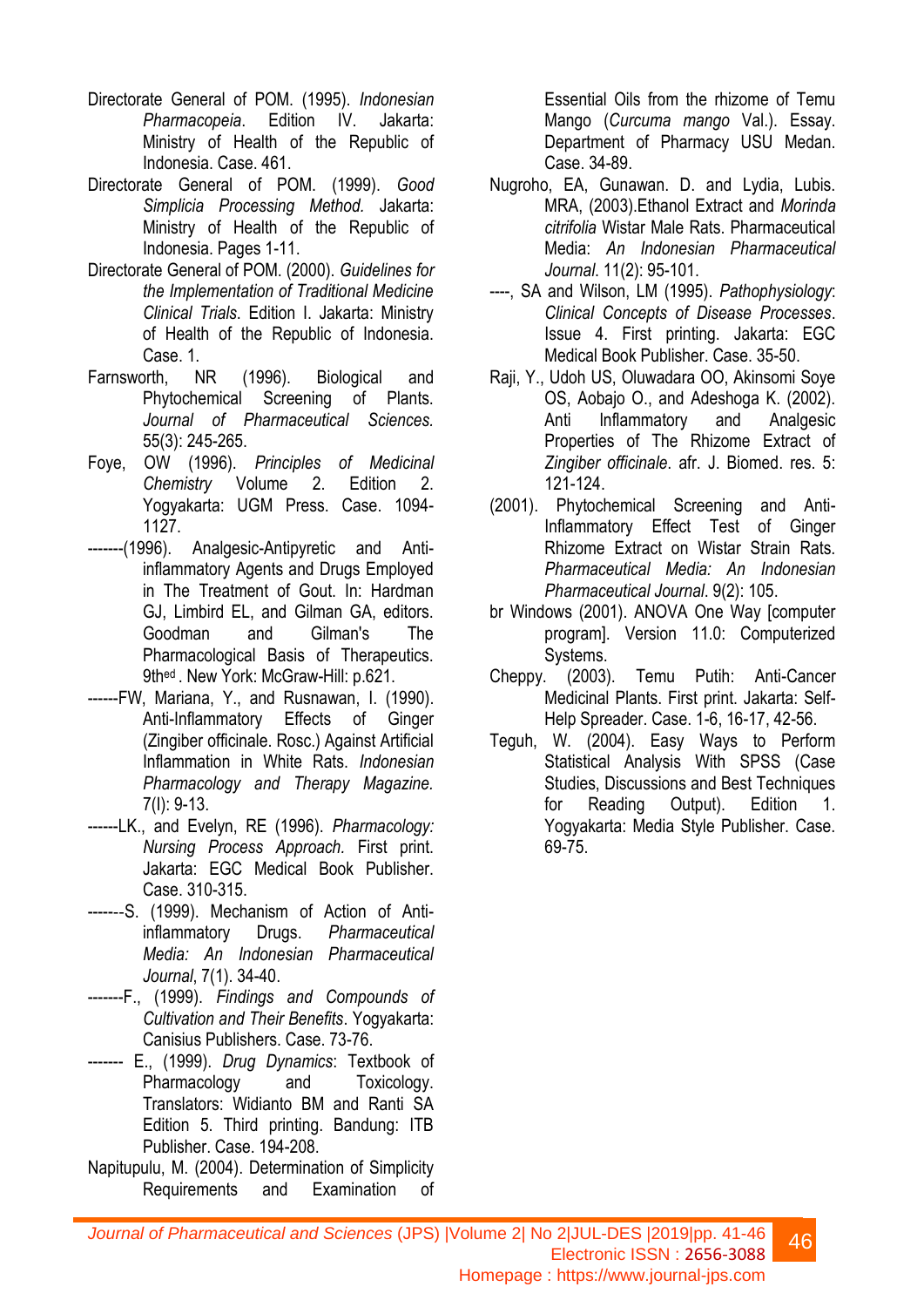Directorate General of POM. (1995). *Indonesian Pharmacopeia*. Edition IV. Jakarta: Ministry of Health of the Republic of Indonesia. Case. 461.

Directorate General of POM. (1999). *Good Simplicia Processing Method.* Jakarta: Ministry of Health of the Republic of Indonesia. Pages 1-11.

Directorate General of POM. (2000). *Guidelines for the Implementation of Traditional Medicine Clinical Trials*. Edition I. Jakarta: Ministry of Health of the Republic of Indonesia. Case. 1.

Farnsworth, NR (1996). Biological and Phytochemical Screening of Plants. *Journal of Pharmaceutical Sciences.* 55(3): 245-265.

Foye, OW (1996). *Principles of Medicinal Chemistry* Volume 2. Edition 2. Yogyakarta: UGM Press. Case. 1094-1127.

-------(1996). Analgesic-Antipyretic and Anti-inflammatory Agents and Drugs Employed in The Treatment of Gout. In: Hardman GJ, Limbird EL, and Gilman GA, editors. Goodman and Gilman's The Pharmacological Basis of Therapeutics. 9th ed . New York: McGraw-Hill: p.621.

------FW, Mariana, Y., and Rusnawan, I. (1990). Anti-Inflammatory Effects of Ginger (Zingiber officinale. Rosc.) Against Artificial Inflammation in White Rats. *Indonesian Pharmacology and Therapy Magazine.* 7(I): 9-13.

------LK., and Evelyn, RE (1996). *Pharmacology: Nursing Process Approach.* First print. Jakarta: EGC Medical Book Publisher. Case. 310-315.

-------S. (1999). Mechanism of Action of Anti-inflammatory Drugs. *Pharmaceutical Media: An Indonesian Pharmaceutical Journal*, 7(1). 34-40.

-------F., (1999). *Findings and Compounds of Cultivation and Their Benefits*. Yogyakarta: Canisius Publishers. Case. 73-76.

------- E., (1999). *Drug Dynamics*: Textbook of Pharmacology and Toxicology. Translators: Widianto BM and Ranti SA Edition 5. Third printing. Bandung: ITB Publisher. Case. 194-208.

Napitupulu, M. (2004). Determination of Simplicity Requirements and Examination of Essential Oils from the rhizome of Temu Mango (*Curcuma mango* Val.). Essay. Department of Pharmacy USU Medan. Case. 34-89.

Nugroho, EA, Gunawan. D. and Lydia, Lubis. MRA, (2003).Ethanol Extract and *Morinda citrifolia* Wistar Male Rats. Pharmaceutical Media: *An Indonesian Pharmaceutical Journal*. 11(2): 95-101.

----, SA and Wilson, LM (1995). *Pathophysiology*: *Clinical Concepts of Disease Processes*. Issue 4. First printing. Jakarta: EGC Medical Book Publisher. Case. 35-50.

Raji, Y., Udoh US, Oluwadara OO, Akinsomi Soye OS, Aobajo O., and Adeshoga K. (2002). Anti Inflammatory and Analgesic Properties of The Rhizome Extract of *Zingiber officinale*. afr. J. Biomed. res. 5: 121-124.

(2001). Phytochemical Screening and Anti-Inflammatory Effect Test of Ginger Rhizome Extract on Wistar Strain Rats. *Pharmaceutical Media: An Indonesian Pharmaceutical Journal*. 9(2): 105.

br Windows (2001). ANOVA One Way [computer program]. Version 11.0: Computerized Systems.

Cheppy. (2003). Temu Putih: Anti-Cancer Medicinal Plants. First print. Jakarta: Self-Help Spreader. Case. 1-6, 16-17, 42-56.

Teguh, W. (2004). Easy Ways to Perform Statistical Analysis With SPSS (Case Studies, Discussions and Best Techniques for Reading Output). Edition 1. Yogyakarta: Media Style Publisher. Case. 69-75.